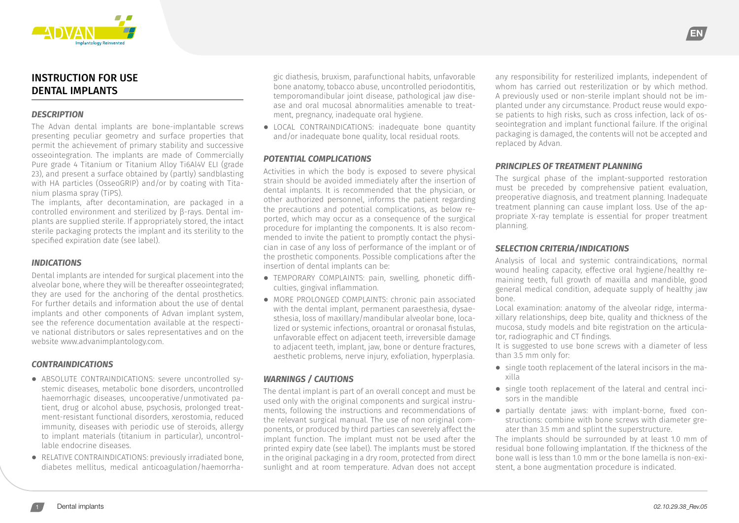# INSTRUCTION FOR USE DENTAL IMPLANTS

### *DESCRIPTION*

The Advan dental implants are bone-implantable screws presenting peculiar geometry and surface properties that permit the achievement of primary stability and successive osseointegration. The implants are made of Commercially Pure grade 4 Titanium or Titanium Alloy Ti6Al4V ELI (grade 23), and present a surface obtained by (partly) sandblasting with HA particles (OsseoGRIP) and/or by coating with Titanium plasma spray (TiPS).

The implants, after decontamination, are packaged in a controlled environment and sterilized by β-rays. Dental implants are supplied sterile. If appropriately stored, the intact sterile packaging protects the implant and its sterility to the specified expiration date (see label).

### *INDICATIONS*

Dental implants are intended for surgical placement into the alveolar bone, where they will be thereafter osseointegrated; they are used for the anchoring of the dental prosthetics. For further details and information about the use of dental implants and other components of Advan implant system, see the reference documentation available at the respective national distributors or sales representatives and on the website www.advanimplantology.com.

### *CONTRAINDICATIONS*

- ABSOLUTE CONTRAINDICATIONS: severe uncontrolled systemic diseases, metabolic bone disorders, uncontrolled haemorrhagic diseases, uncooperative/unmotivated patient, drug or alcohol abuse, psychosis, prolonged treatment-resistant functional disorders, xerostomia, reduced immunity, diseases with periodic use of steroids, allergy to implant materials (titanium in particular), uncontrollable endocrine diseases.
- RELATIVE CONTRAINDICATIONS: previously irradiated bone, diabetes mellitus, medical anticoagulation/haemorrhagic diathesis, bruxism, parafunctional habits, unfavorable bone anatomy, tobacco abuse, uncontrolled periodontitis, temporomandibular joint disease, pathological jaw disease and oral mucosal abnormalities amenable to treatment, pregnancy, inadequate oral hygiene.
- LOCAL CONTRAINDICATIONS: inadequate bone quantity and/or inadequate bone quality, local residual roots.

### *POTENTIAL COMPLICATIONS*

Activities in which the body is exposed to severe physical strain should be avoided immediately after the insertion of dental implants. It is recommended that the physician, or other authorized personnel, informs the patient regarding the precautions and potential complications, as below reported, which may occur as a consequence of the surgical procedure for implanting the components. It is also recommended to invite the patient to promptly contact the physician in case of any loss of performance of the implant or of the prosthetic components. Possible complications after the insertion of dental implants can be:

- TEMPORARY COMPLAINTS: pain, swelling, phonetic difficulties, gingival inflammation.
- MORE PROLONGED COMPLAINTS: chronic pain associated with the dental implant, permanent paraesthesia, dysaesthesia, loss of maxillary/mandibular alveolar bone, localized or systemic infections, oroantral or oronasal fistulas, unfavorable effect on adjacent teeth, irreversible damage to adjacent teeth, implant, jaw, bone or denture fractures, aesthetic problems, nerve injury, exfoliation, hyperplasia.

### *WARNINGS / CAUTIONS*

The dental implant is part of an overall concept and must be used only with the original components and surgical instruments, following the instructions and recommendations of the relevant surgical manual. The use of non original components, or produced by third parties can severely affect the implant function. The implant must not be used after the printed expiry date (see label). The implants must be stored in the original packaging in a dry room, protected from direct sunlight and at room temperature. Advan does not accept any responsibility for resterilized implants, independent of whom has carried out resterilization or by which method. A previously used or non-sterile implant should not be implanted under any circumstance. Product reuse would expose patients to high risks, such as cross infection, lack of osseointegration and implant functional failure. If the original packaging is damaged, the contents will not be accepted and replaced by Advan.

### *PRINCIPLES OF TREATMENT PLANNING*

The surgical phase of the implant-supported restoration must be preceded by comprehensive patient evaluation, preoperative diagnosis, and treatment planning. Inadequate treatment planning can cause implant loss. Use of the appropriate X-ray template is essential for proper treatment planning.

### *SELECTION CRITERIA/INDICATIONS*

Analysis of local and systemic contraindications, normal wound healing capacity, effective oral hygiene/healthy remaining teeth, full growth of maxilla and mandible, good general medical condition, adequate supply of healthy jaw bone.

Local examination: anatomy of the alveolar ridge, intermaxillary relationships, deep bite, quality and thickness of the mucosa, study models and bite registration on the articulator, radiographic and CT findings.

It is suggested to use bone screws with a diameter of less than 3.5 mm only for:

- single tooth replacement of the lateral incisors in the maxilla
- single tooth replacement of the lateral and central incisors in the mandible
- partially dentate jaws: with implant-borne, fixed constructions: combine with bone screws with diameter greater than 3.5 mm and splint the superstructure.

The implants should be surrounded by at least 1.0 mm of residual bone following implantation. If the thickness of the bone wall is less than 1.0 mm or the bone lamella is non-existent, a bone augmentation procedure is indicated.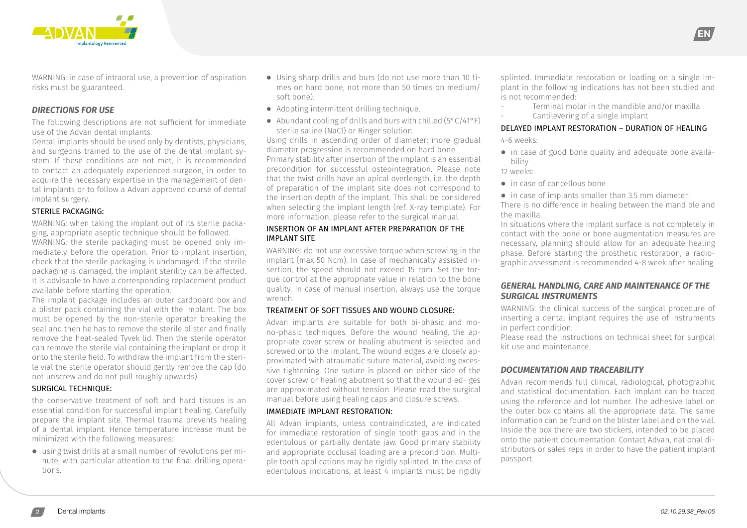WARNING: in case of intraoral use, a prevention of aspiration risks must be guaranteed.

## *DIRECTIONS FOR USE*

The following descriptions are not sufficient for immediate use of the Advan dental implants.

Dental implants should be used only by dentists, physicians, and surgeons trained to the use of the dental implant system. If these conditions are not met, it is recommended to contact an adequately experienced surgeon, in order to acquire the necessary expertise in the management of dental implants or to follow a Advan approved course of dental implant surgery.

### STERILE PACKAGING:

WARNING: when taking the implant out of its sterile packaging, appropriate aseptic technique should be followed.

WARNING: the sterile packaging must be opened only immediately before the operation. Prior to implant insertion, check that the sterile packaging is undamaged. If the sterile packaging is damaged, the implant sterility can be affected. It is advisable to have a corresponding replacement product available before starting the operation.

The implant package includes an outer cardboard box and a blister pack containing the vial with the implant. The box must be opened by the non-sterile operator breaking the seal and then he has to remove the sterile blister and finally remove the heat-sealed Tyvek lid. Then the sterile operator can remove the sterile vial containing the implant or drop it onto the sterile field. To withdraw the implant from the sterile vial the sterile operator should gently remove the cap (do not unscrew and do not pull roughly upwards).

### SURGICAL TECHNIQUE:

the conservative treatment of soft and hard tissues is an essential condition for successful implant healing. Carefully prepare the implant site. Thermal trauma prevents healing of a dental implant. Hence temperature increase must be minimized with the following measures:

- using twist drills at a small number of revolutions per minute, with particular attention to the final drilling operations.
- Using sharp drills and burs (do not use more than 10 times on hard bone, not more than 50 times on medium/soft bone).
- Adopting intermittent drilling technique.
- Abundant cooling of drills and burs with chilled (5°C/41°F) sterile saline (NaCl) or Ringer solution.

Using drills in ascending order of diameter; more gradual diameter progression is recommended on hard bone.

Primary stability after insertion of the implant is an essential precondition for successful osteointegration. Please note that the twist drills have an apical overlength, i.e. the depth of preparation of the implant site does not correspond to the insertion depth of the implant. This shall be considered when selecting the implant length (ref. X-ray template). For more information, please refer to the surgical manual.

### INSERTION OF AN IMPLANT AFTER PREPARATION OF THE IMPLANT SITE

WARNING: do not use excessive torque when screwing in the implant (max 50 Ncm). In case of mechanically assisted insertion, the speed should not exceed 15 rpm. Set the torque control at the appropriate value in relation to the bone quality. In case of manual insertion, always use the torque wrench.

### TREATMENT OF SOFT TISSUES AND WOUND CLOSURE:

Advan implants are suitable for both bi-phasic and mono-phasic techniques. Before the wound healing, the appropriate cover screw or healing abutment is selected and screwed onto the implant. The wound edges are closely approximated with atraumatic suture material, avoiding excessive tightening. One suture is placed on either side of the cover screw or healing abutment so that the wound edges are approximated without tension. Please read the surgical manual before using healing caps and closure screws.

### IMMEDIATE IMPLANT RESTORATION:

All Advan implants, unless contraindicated, are indicated for immediate restoration of single tooth gaps and in the edentulous or partially dentate jaw. Good primary stability and appropriate occlusal loading are a precondition. Multiple tooth applications may be rigidly splinted. In the case of edentulous indications, at least 4 implants must be rigidly splinted. Immediate restoration or loading on a single implant in the following indications has not been studied and is not recommended:

- Terminal molar in the mandible and/or maxilla
- Cantilevering of a single implant

### DELAYED IMPLANT RESTORATION – DURATION OF HEALING

4-6 weeks:

- in case of good bone quality and adequate bone availability

12 weeks:

- in case of cancellous bone
- in case of implants smaller than 3.5 mm diameter.

There is no difference in healing between the mandible and the maxilla.

In situations where the implant surface is not completely in contact with the bone or bone augmentation measures are necessary, planning should allow for an adequate healing phase. Before starting the prosthetic restoration, a radiographic assessment is recommended 4-8 week after healing.

## *GENERAL HANDLING, CARE AND MAINTENANCE OF THE SURGICAL INSTRUMENTS*

WARNING: the clinical success of the surgical procedure of inserting a dental implant requires the use of instruments in perfect condition.

Please read the instructions on technical sheet for surgical kit use and maintenance.

## *DOCUMENTATION AND TRACEABILITY*

Advan recommends full clinical, radiological, photographic and statistical documentation. Each implant can be traced using the reference and lot number. The adhesive label on the outer box contains all the appropriate data. The same information can be found on the blister label and on the vial. Inside the box there are two stickers, intended to be placed onto the patient documentation. Contact Advan, national distributors or sales reps in order to have the patient implant passport.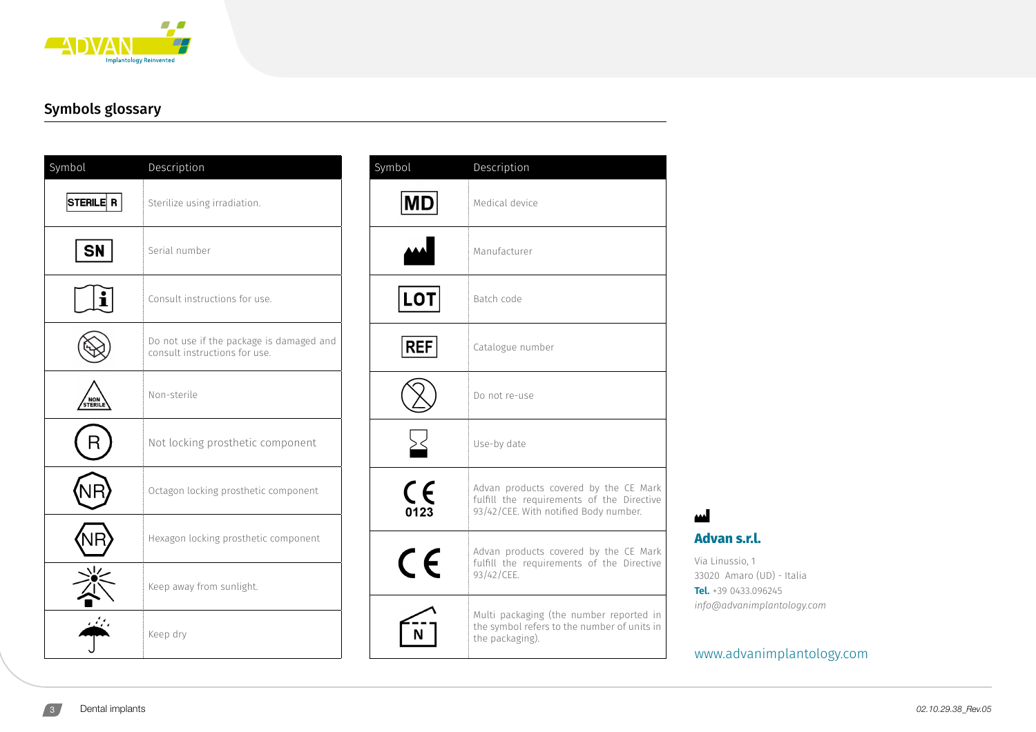## Symbols glossary

| Symbol | Description |
| --- | --- |
| STERILE R | Sterilize using irradiation. |
| SN | Serial number |
| | Consult instructions for use. |
| | Do not use if the package is damaged and consult instructions for use. |
| NON STERILE | Non-sterile |
| R | Not locking prosthetic component |
| NR | Octagon locking prosthetic component |
| NR | Hexagon locking prosthetic component |
| | Keep away from sunlight. |
| | Keep dry |

| Symbol | Description |
| --- | --- |
| MD | Medical device |
| | Manufacturer |
| LOT | Batch code |
| REF | Catalogue number |
| | Do not re-use |
| | Use-by date |
| CE 0123 | Advan products covered by the CE Mark fulfill the requirements of the Directive 93/42/CEE. With notified Body number. |
| CE | Advan products covered by the CE Mark fulfill the requirements of the Directive 93/42/CEE. |
| N | Multi packaging (the number reported in the symbol refers to the number of units in the packaging). |

**Advan s.r.l.**

Via Linussio, 1
33020 Amaro (UD) - Italia
**Tel.** +39 0433.096245
*info@advanimplantology.com*

www.advanimplantology.com